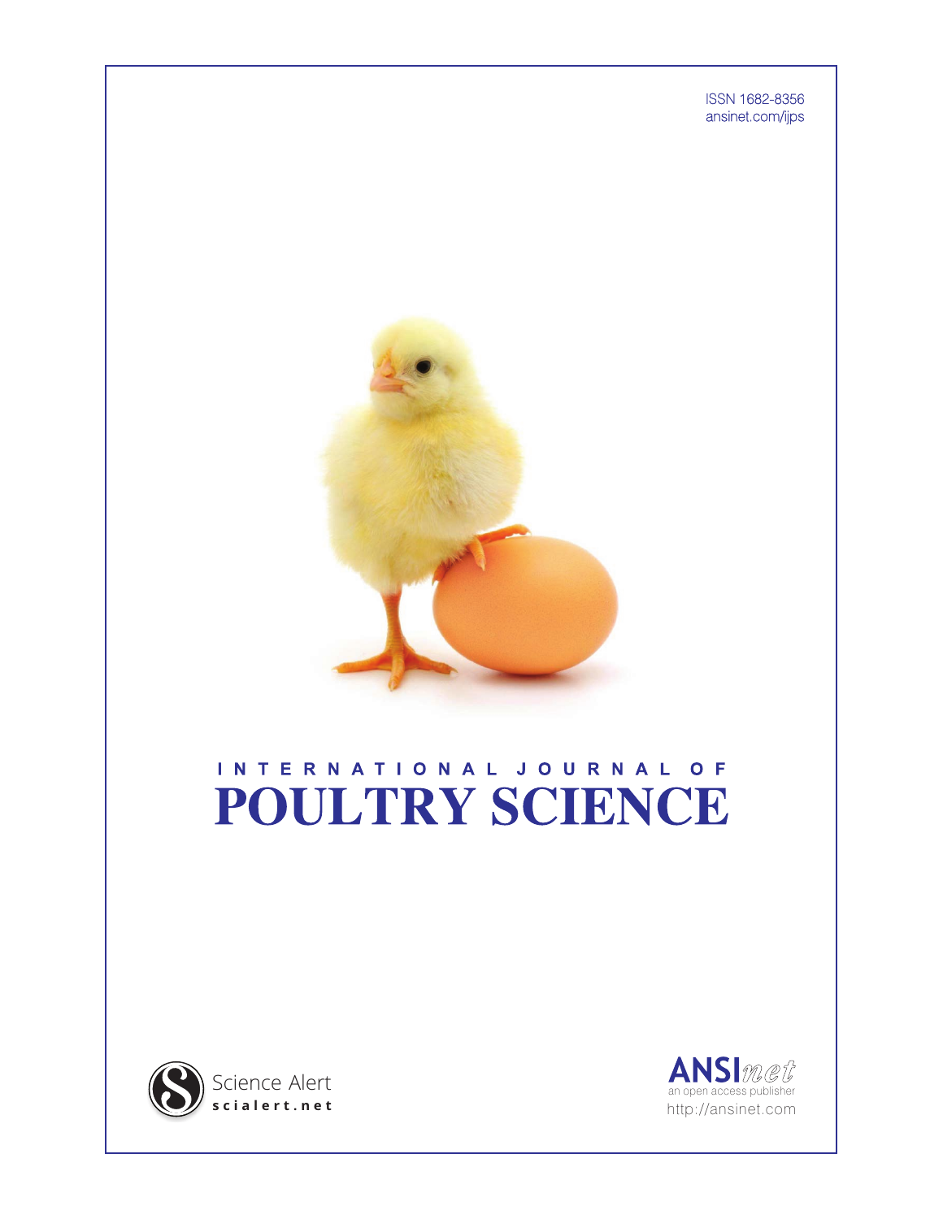ISSN 1682-8356
ansinet.com/ijps

INTERNATIONAL JOURNAL OF
# POULTRY SCIENCE

Science Alert
scialert.net

ANSInet
an open access publisher
http://ansinet.com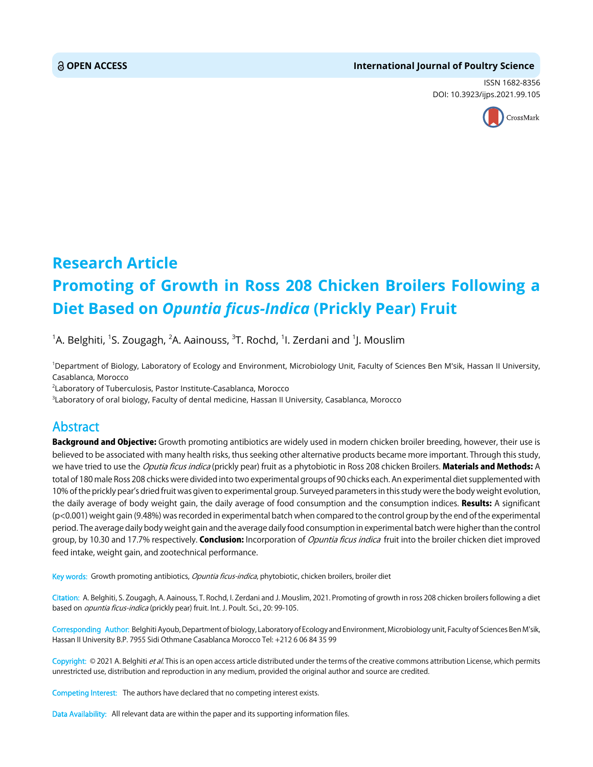OPEN ACCESS

**International Journal of Poultry Science**

ISSN 1682-8356
DOI: 10.3923/ijps.2021.99.105

# Research Article
# Promoting of Growth in Ross 208 Chicken Broilers Following a Diet Based on *Opuntia ficus-Indica* (Prickly Pear) Fruit

[1]A. Belghiti, [1]S. Zougagh, [2]A. Aainouss, [3]T. Rochd, [1]I. Zerdani and [1]J. Mouslim

[1]Department of Biology, Laboratory of Ecology and Environment, Microbiology Unit, Faculty of Sciences Ben M'sik, Hassan II University, Casablanca, Morocco
[2]Laboratory of Tuberculosis, Pastor Institute-Casablanca, Morocco
[3]Laboratory of oral biology, Faculty of dental medicine, Hassan II University, Casablanca, Morocco

## Abstract

**Background and Objective:** Growth promoting antibiotics are widely used in modern chicken broiler breeding, however, their use is believed to be associated with many health risks, thus seeking other alternative products became more important. Through this study, we have tried to use the *Oputia ficus indica* (prickly pear) fruit as a phytobiotic in Ross 208 chicken Broilers. **Materials and Methods:** A total of 180 male Ross 208 chicks were divided into two experimental groups of 90 chicks each. An experimental diet supplemented with 10% of the prickly pear's dried fruit was given to experimental group. Surveyed parameters in this study were the body weight evolution, the daily average of body weight gain, the daily average of food consumption and the consumption indices. **Results:** A significant ($p<0.001$) weight gain (9.48%) was recorded in experimental batch when compared to the control group by the end of the experimental period. The average daily body weight gain and the average daily food consumption in experimental batch were higher than the control group, by 10.30 and 17.7% respectively. **Conclusion:** Incorporation of *Opuntia ficus indica* fruit into the broiler chicken diet improved feed intake, weight gain, and zootechnical performance.

**Key words:** Growth promoting antibiotics, *Opuntia ficus-indica*, phytobiotic, chicken broilers, broiler diet

**Citation:** A. Belghiti, S. Zougagh, A. Aainouss, T. Rochd, I. Zerdani and J. Mouslim, 2021. Promoting of growth in ross 208 chicken broilers following a diet based on *opuntia ficus-indica* (prickly pear) fruit. Int. J. Poult. Sci., 20: 99-105.

**Corresponding Author:** Belghiti Ayoub, Department of biology, Laboratory of Ecology and Environment, Microbiology unit, Faculty of Sciences Ben M'sik, Hassan II University B.P. 7955 Sidi Othmane Casablanca Morocco Tel: +212 6 06 84 35 99

**Copyright:** © 2021 A. Belghiti *et al.* This is an open access article distributed under the terms of the creative commons attribution License, which permits unrestricted use, distribution and reproduction in any medium, provided the original author and source are credited.

**Competing Interest:** The authors have declared that no competing interest exists.

**Data Availability:** All relevant data are within the paper and its supporting information files.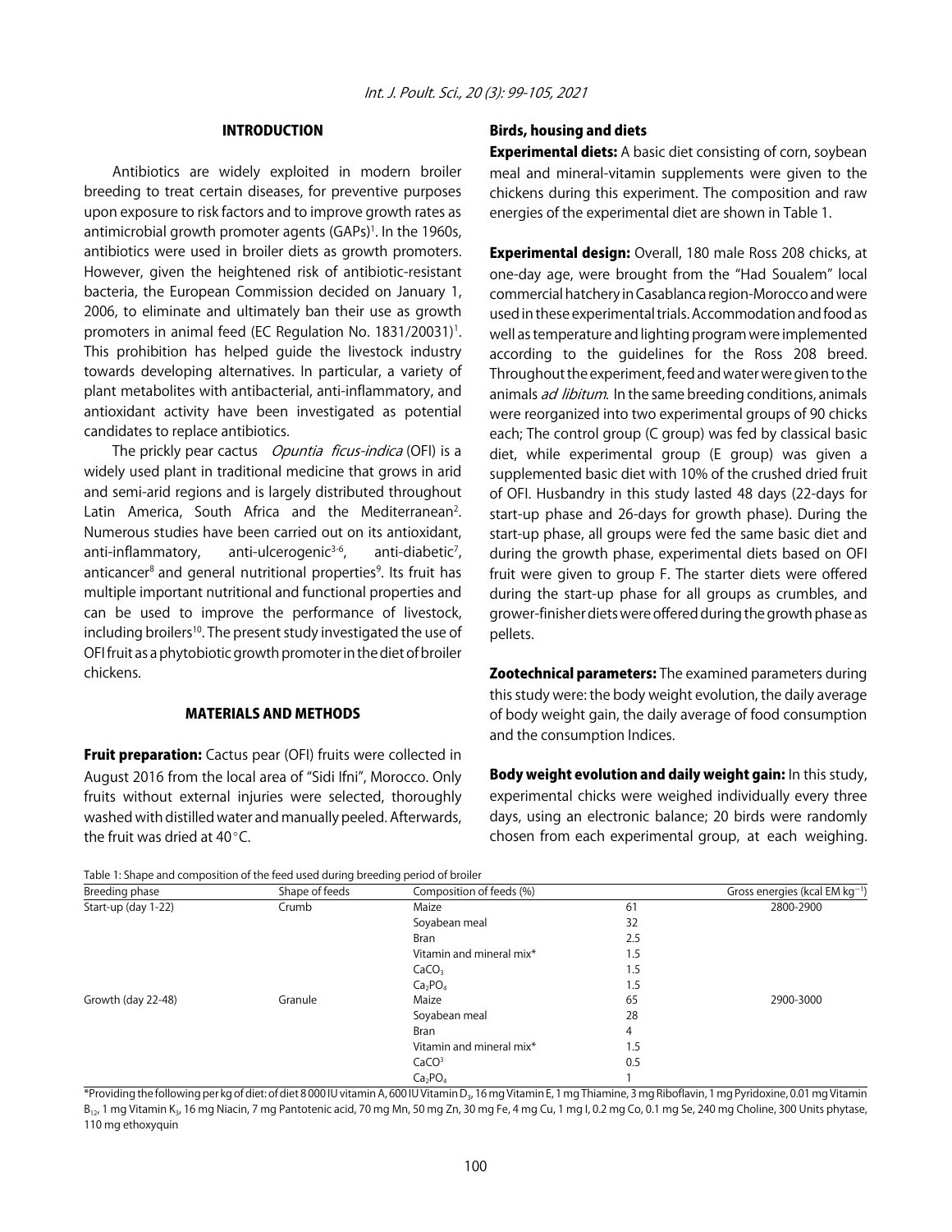## INTRODUCTION

Antibiotics are widely exploited in modern broiler breeding to treat certain diseases, for preventive purposes upon exposure to risk factors and to improve growth rates as antimicrobial growth promoter agents (GAPs)[1]. In the 1960s, antibiotics were used in broiler diets as growth promoters. However, given the heightened risk of antibiotic-resistant bacteria, the European Commission decided on January 1, 2006, to eliminate and ultimately ban their use as growth promoters in animal feed (EC Regulation No. 1831/20031)[1]. This prohibition has helped guide the livestock industry towards developing alternatives. In particular, a variety of plant metabolites with antibacterial, anti-inflammatory, and antioxidant activity have been investigated as potential candidates to replace antibiotics.

The prickly pear cactus *Opuntia ficus-indica* (OFI) is a widely used plant in traditional medicine that grows in arid and semi-arid regions and is largely distributed throughout Latin America, South Africa and the Mediterranean[2]. Numerous studies have been carried out on its antioxidant, anti-inflammatory, anti-ulcerogenic[3-6], anti-diabetic[7], anticancer[8] and general nutritional properties[9]. Its fruit has multiple important nutritional and functional properties and can be used to improve the performance of livestock, including broilers[10]. The present study investigated the use of OFI fruit as a phytobiotic growth promoter in the diet of broiler chickens.

## MATERIALS AND METHODS

**Fruit preparation:** Cactus pear (OFI) fruits were collected in August 2016 from the local area of "Sidi Ifni", Morocco. Only fruits without external injuries were selected, thoroughly washed with distilled water and manually peeled. Afterwards, the fruit was dried at 40°C.

### Birds, housing and diets

**Experimental diets:** A basic diet consisting of corn, soybean meal and mineral-vitamin supplements were given to the chickens during this experiment. The composition and raw energies of the experimental diet are shown in Table 1.

**Experimental design:** Overall, 180 male Ross 208 chicks, at one-day age, were brought from the "Had Soualem" local commercial hatchery in Casablanca region-Morocco and were used in these experimental trials. Accommodation and food as well as temperature and lighting program were implemented according to the guidelines for the Ross 208 breed. Throughout the experiment, feed and water were given to the animals *ad libitum*. In the same breeding conditions, animals were reorganized into two experimental groups of 90 chicks each; The control group (C group) was fed by classical basic diet, while experimental group (E group) was given a supplemented basic diet with 10% of the crushed dried fruit of OFI. Husbandry in this study lasted 48 days (22-days for start-up phase and 26-days for growth phase). During the start-up phase, all groups were fed the same basic diet and during the growth phase, experimental diets based on OFI fruit were given to group F. The starter diets were offered during the start-up phase for all groups as crumbles, and grower-finisher diets were offered during the growth phase as pellets.

**Zootechnical parameters:** The examined parameters during this study were: the body weight evolution, the daily average of body weight gain, the daily average of food consumption and the consumption Indices.

**Body weight evolution and daily weight gain:** In this study, experimental chicks were weighed individually every three days, using an electronic balance; 20 birds were randomly chosen from each experimental group, at each weighing.

Table 1: Shape and composition of the feed used during breeding period of broiler

| Breeding phase | Shape of feeds | Composition of feeds (%) | | Gross energies (kcal EM $kg^{-1}$) |
|---|---|---|---|---|
| Start-up (day 1-22) | Crumb | Maize | 61 | 2800-2900 |
| | | Soyabean meal | 32 | |
| | | Bran | 2.5 | |
| | | Vitamin and mineral mix* | 1.5 | |
| | | $CaCO_3$ | 1.5 | |
| | | $Ca_2PO_4$ | 1.5 | |
| Growth (day 22-48) | Granule | Maize | 65 | 2900-3000 |
| | | Soyabean meal | 28 | |
| | | Bran | 4 | |
| | | Vitamin and mineral mix* | 1.5 | |
| | | $CaCO^3$ | 0.5 | |
| | | $Ca_2PO_4$ | 1 | |

*Providing the following per kg of diet: of diet 8 000 IU vitamin A, 600 IU Vitamin $D_3$, 16 mg Vitamin E, 1 mg Thiamine, 3 mg Riboflavin, 1 mg Pyridoxine, 0.01 mg Vitamin $B_{12}$, 1 mg Vitamin $K_3$, 16 mg Niacin, 7 mg Pantotenic acid, 70 mg Mn, 50 mg Zn, 30 mg Fe, 4 mg Cu, 1 mg I, 0.2 mg Co, 0.1 mg Se, 240 mg Choline, 300 Units phytase, 110 mg ethoxyquin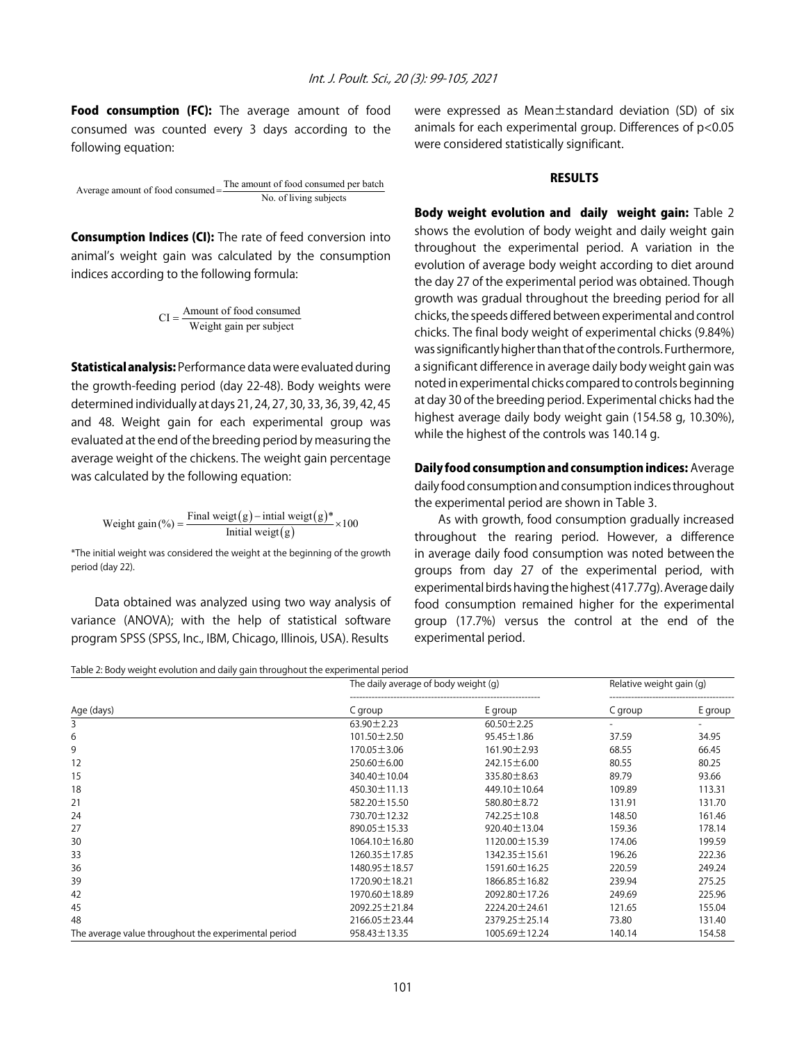**Food consumption (FC):** The average amount of food consumed was counted every 3 days according to the following equation:

$$\text{Average amount of food consumed} = \frac{\text{The amount of food consumed per batch}}{\text{No. of living subjects}}$$

**Consumption Indices (CI):** The rate of feed conversion into animal's weight gain was calculated by the consumption indices according to the following formula:

$$\text{CI} = \frac{\text{Amount of food consumed}}{\text{Weight gain per subject}}$$

**Statistical analysis:** Performance data were evaluated during the growth-feeding period (day 22-48). Body weights were determined individually at days 21, 24, 27, 30, 33, 36, 39, 42, 45 and 48. Weight gain for each experimental group was evaluated at the end of the breeding period by measuring the average weight of the chickens. The weight gain percentage was calculated by the following equation:

$$\text{Weight gain}(\%) = \frac{\text{Final weigt(g)} - \text{intial weigt(g)*}}{\text{Initial weigt(g)}} \times 100$$

*The initial weight was considered the weight at the beginning of the growth period (day 22).

Data obtained was analyzed using two way analysis of variance (ANOVA); with the help of statistical software program SPSS (SPSS, Inc., IBM, Chicago, Illinois, USA). Results were expressed as Mean±standard deviation (SD) of six animals for each experimental group. Differences of $p<0.05$ were considered statistically significant.

## RESULTS

**Body weight evolution and daily weight gain:** Table 2 shows the evolution of body weight and daily weight gain throughout the experimental period. A variation in the evolution of average body weight according to diet around the day 27 of the experimental period was obtained. Though growth was gradual throughout the breeding period for all chicks, the speeds differed between experimental and control chicks. The final body weight of experimental chicks (9.84%) was significantly higher than that of the controls. Furthermore, a significant difference in average daily body weight gain was noted in experimental chicks compared to controls beginning at day 30 of the breeding period. Experimental chicks had the highest average daily body weight gain (154.58 g, 10.30%), while the highest of the controls was 140.14 g.

**Daily food consumption and consumption indices:** Average daily food consumption and consumption indices throughout the experimental period are shown in Table 3.

As with growth, food consumption gradually increased throughout the rearing period. However, a difference in average daily food consumption was noted between the groups from day 27 of the experimental period, with experimental birds having the highest (417.77g). Average daily food consumption remained higher for the experimental group (17.7%) versus the control at the end of the experimental period.

Table 2: Body weight evolution and daily gain throughout the experimental period

| | The daily average of body weight (g) | | Relative weight gain (g) | |
|---|---|---|---|---|
| Age (days) | C group | E group | C group | E group |
| 3 | 63.90±2.23 | 60.50±2.25 | - | - |
| 6 | 101.50±2.50 | 95.45±1.86 | 37.59 | 34.95 |
| 9 | 170.05±3.06 | 161.90±2.93 | 68.55 | 66.45 |
| 12 | 250.60±6.00 | 242.15±6.00 | 80.55 | 80.25 |
| 15 | 340.40±10.04 | 335.80±8.63 | 89.79 | 93.66 |
| 18 | 450.30±11.13 | 449.10±10.64 | 109.89 | 113.31 |
| 21 | 582.20±15.50 | 580.80±8.72 | 131.91 | 131.70 |
| 24 | 730.70±12.32 | 742.25±10.8 | 148.50 | 161.46 |
| 27 | 890.05±15.33 | 920.40±13.04 | 159.36 | 178.14 |
| 30 | 1064.10±16.80 | 1120.00±15.39 | 174.06 | 199.59 |
| 33 | 1260.35±17.85 | 1342.35±15.61 | 196.26 | 222.36 |
| 36 | 1480.95±18.57 | 1591.60±16.25 | 220.59 | 249.24 |
| 39 | 1720.90±18.21 | 1866.85±16.82 | 239.94 | 275.25 |
| 42 | 1970.60±18.89 | 2092.80±17.26 | 249.69 | 225.96 |
| 45 | 2092.25±21.84 | 2224.20±24.61 | 121.65 | 155.04 |
| 48 | 2166.05±23.44 | 2379.25±25.14 | 73.80 | 131.40 |
| The average value throughout the experimental period | 958.43±13.35 | 1005.69±12.24 | 140.14 | 154.58 |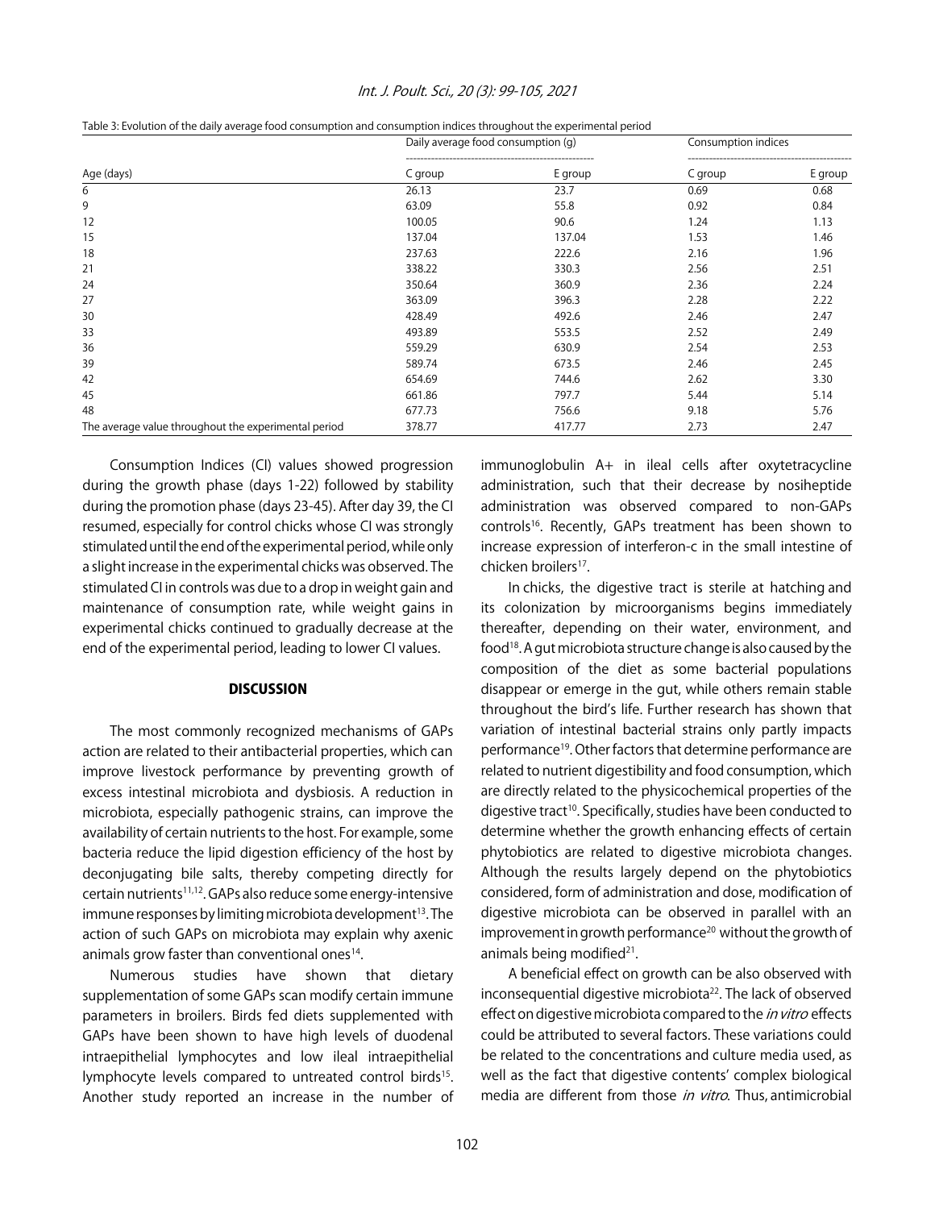Table 3: Evolution of the daily average food consumption and consumption indices throughout the experimental period

| Age (days) | Daily average food consumption (g) | | Consumption indices | |
|---|---|---|---|---|
| | C group | E group | C group | E group |
| 6 | 26.13 | 23.7 | 0.69 | 0.68 |
| 9 | 63.09 | 55.8 | 0.92 | 0.84 |
| 12 | 100.05 | 90.6 | 1.24 | 1.13 |
| 15 | 137.04 | 137.04 | 1.53 | 1.46 |
| 18 | 237.63 | 222.6 | 2.16 | 1.96 |
| 21 | 338.22 | 330.3 | 2.56 | 2.51 |
| 24 | 350.64 | 360.9 | 2.36 | 2.24 |
| 27 | 363.09 | 396.3 | 2.28 | 2.22 |
| 30 | 428.49 | 492.6 | 2.46 | 2.47 |
| 33 | 493.89 | 553.5 | 2.52 | 2.49 |
| 36 | 559.29 | 630.9 | 2.54 | 2.53 |
| 39 | 589.74 | 673.5 | 2.46 | 2.45 |
| 42 | 654.69 | 744.6 | 2.62 | 3.30 |
| 45 | 661.86 | 797.7 | 5.44 | 5.14 |
| 48 | 677.73 | 756.6 | 9.18 | 5.76 |
| The average value throughout the experimental period | 378.77 | 417.77 | 2.73 | 2.47 |

Consumption Indices (CI) values showed progression during the growth phase (days 1-22) followed by stability during the promotion phase (days 23-45). After day 39, the CI resumed, especially for control chicks whose CI was strongly stimulated until the end of the experimental period, while only a slight increase in the experimental chicks was observed. The stimulated CI in controls was due to a drop in weight gain and maintenance of consumption rate, while weight gains in experimental chicks continued to gradually decrease at the end of the experimental period, leading to lower CI values.

## DISCUSSION

The most commonly recognized mechanisms of GAPs action are related to their antibacterial properties, which can improve livestock performance by preventing growth of excess intestinal microbiota and dysbiosis. A reduction in microbiota, especially pathogenic strains, can improve the availability of certain nutrients to the host. For example, some bacteria reduce the lipid digestion efficiency of the host by deconjugating bile salts, thereby competing directly for certain nutrients[11,12]. GAPs also reduce some energy-intensive immune responses by limiting microbiota development[13]. The action of such GAPs on microbiota may explain why axenic animals grow faster than conventional ones[14].

Numerous studies have shown that dietary supplementation of some GAPs scan modify certain immune parameters in broilers. Birds fed diets supplemented with GAPs have been shown to have high levels of duodenal intraepithelial lymphocytes and low ileal intraepithelial lymphocyte levels compared to untreated control birds[15]. Another study reported an increase in the number of immunoglobulin A+ in ileal cells after oxytetracycline administration, such that their decrease by nosiheptide administration was observed compared to non-GAPs controls[16]. Recently, GAPs treatment has been shown to increase expression of interferon-c in the small intestine of chicken broilers[17].

In chicks, the digestive tract is sterile at hatching and its colonization by microorganisms begins immediately thereafter, depending on their water, environment, and food[18]. A gut microbiota structure change is also caused by the composition of the diet as some bacterial populations disappear or emerge in the gut, while others remain stable throughout the bird's life. Further research has shown that variation of intestinal bacterial strains only partly impacts performance[19]. Other factors that determine performance are related to nutrient digestibility and food consumption, which are directly related to the physicochemical properties of the digestive tract[10]. Specifically, studies have been conducted to determine whether the growth enhancing effects of certain phytobiotics are related to digestive microbiota changes. Although the results largely depend on the phytobiotics considered, form of administration and dose, modification of digestive microbiota can be observed in parallel with an improvement in growth performance[20] without the growth of animals being modified[21].

A beneficial effect on growth can be also observed with inconsequential digestive microbiota[22]. The lack of observed effect on digestive microbiota compared to the *in vitro* effects could be attributed to several factors. These variations could be related to the concentrations and culture media used, as well as the fact that digestive contents' complex biological media are different from those *in vitro*. Thus, antimicrobial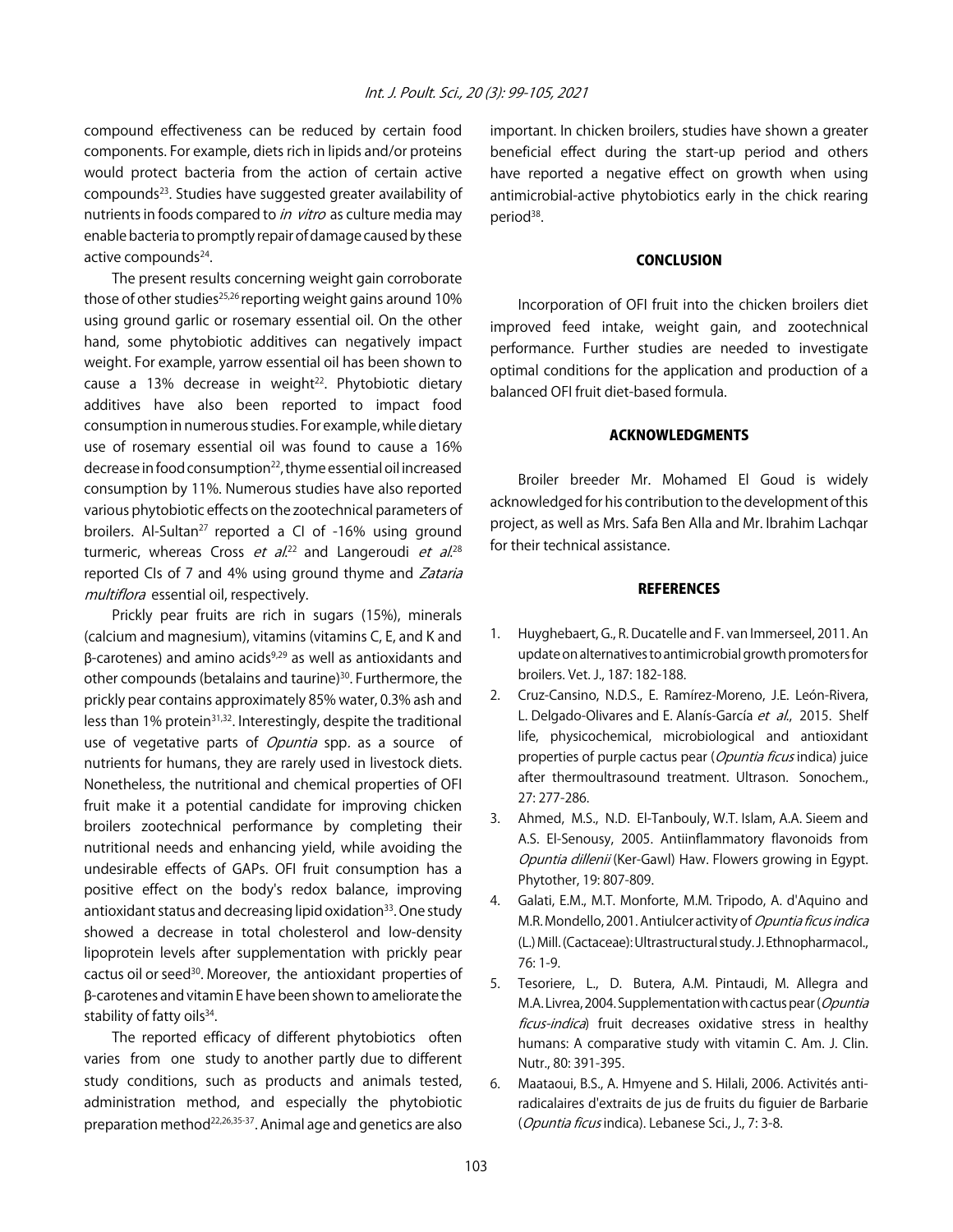compound effectiveness can be reduced by certain food components. For example, diets rich in lipids and/or proteins would protect bacteria from the action of certain active compounds[23]. Studies have suggested greater availability of nutrients in foods compared to *in vitro* as culture media may enable bacteria to promptly repair of damage caused by these active compounds[24].

The present results concerning weight gain corroborate those of other studies[25,26] reporting weight gains around 10% using ground garlic or rosemary essential oil. On the other hand, some phytobiotic additives can negatively impact weight. For example, yarrow essential oil has been shown to cause a 13% decrease in weight[22]. Phytobiotic dietary additives have also been reported to impact food consumption in numerous studies. For example, while dietary use of rosemary essential oil was found to cause a 16% decrease in food consumption[22], thyme essential oil increased consumption by 11%. Numerous studies have also reported various phytobiotic effects on the zootechnical parameters of broilers. Al-Sultan[27] reported a CI of -16% using ground turmeric, whereas Cross *et al.*[22] and Langeroudi *et al.*[28] reported CIs of 7 and 4% using ground thyme and *Zataria multiflora* essential oil, respectively.

Prickly pear fruits are rich in sugars (15%), minerals (calcium and magnesium), vitamins (vitamins C, E, and K and β-carotenes) and amino acids[9,29] as well as antioxidants and other compounds (betalains and taurine)[30]. Furthermore, the prickly pear contains approximately 85% water, 0.3% ash and less than 1% protein[31,32]. Interestingly, despite the traditional use of vegetative parts of *Opuntia* spp. as a source of nutrients for humans, they are rarely used in livestock diets. Nonetheless, the nutritional and chemical properties of OFI fruit make it a potential candidate for improving chicken broilers zootechnical performance by completing their nutritional needs and enhancing yield, while avoiding the undesirable effects of GAPs. OFI fruit consumption has a positive effect on the body's redox balance, improving antioxidant status and decreasing lipid oxidation[33]. One study showed a decrease in total cholesterol and low-density lipoprotein levels after supplementation with prickly pear cactus oil or seed[30]. Moreover, the antioxidant properties of β-carotenes and vitamin E have been shown to ameliorate the stability of fatty oils[34].

The reported efficacy of different phytobiotics often varies from one study to another partly due to different study conditions, such as products and animals tested, administration method, and especially the phytobiotic preparation method[22,26,35-37]. Animal age and genetics are also important. In chicken broilers, studies have shown a greater beneficial effect during the start-up period and others have reported a negative effect on growth when using antimicrobial-active phytobiotics early in the chick rearing period[38].

## CONCLUSION

Incorporation of OFI fruit into the chicken broilers diet improved feed intake, weight gain, and zootechnical performance. Further studies are needed to investigate optimal conditions for the application and production of a balanced OFI fruit diet-based formula.

## ACKNOWLEDGMENTS

Broiler breeder Mr. Mohamed El Goud is widely acknowledged for his contribution to the development of this project, as well as Mrs. Safa Ben Alla and Mr. Ibrahim Lachqar for their technical assistance.

## REFERENCES

1. Huyghebaert, G., R. Ducatelle and F. van Immerseel, 2011. An update on alternatives to antimicrobial growth promoters for broilers. Vet. J., 187: 182-188.
2. Cruz-Cansino, N.D.S., E. Ramírez-Moreno, J.E. León-Rivera, L. Delgado-Olivares and E. Alanís-García *et al.*, 2015. Shelf life, physicochemical, microbiological and antioxidant properties of purple cactus pear (*Opuntia ficus* indica) juice after thermoultrasound treatment. Ultrason. Sonochem., 27: 277-286.
3. Ahmed, M.S., N.D. El-Tanbouly, W.T. Islam, A.A. Sieem and A.S. El-Senousy, 2005. Antiinflammatory flavonoids from *Opuntia dillenii* (Ker-Gawl) Haw. Flowers growing in Egypt. Phytother, 19: 807-809.
4. Galati, E.M., M.T. Monforte, M.M. Tripodo, A. d'Aquino and M.R. Mondello, 2001. Antiulcer activity of *Opuntia ficus indica* (L.) Mill. (Cactaceae): Ultrastructural study. J. Ethnopharmacol., 76: 1-9.
5. Tesoriere, L., D. Butera, A.M. Pintaudi, M. Allegra and M.A. Livrea, 2004. Supplementation with cactus pear (*Opuntia ficus-indica*) fruit decreases oxidative stress in healthy humans: A comparative study with vitamin C. Am. J. Clin. Nutr., 80: 391-395.
6. Maataoui, B.S., A. Hmyene and S. Hilali, 2006. Activités anti-radicalaires d'extraits de jus de fruits du figuier de Barbarie (*Opuntia ficus* indica). Lebanese Sci., J., 7: 3-8.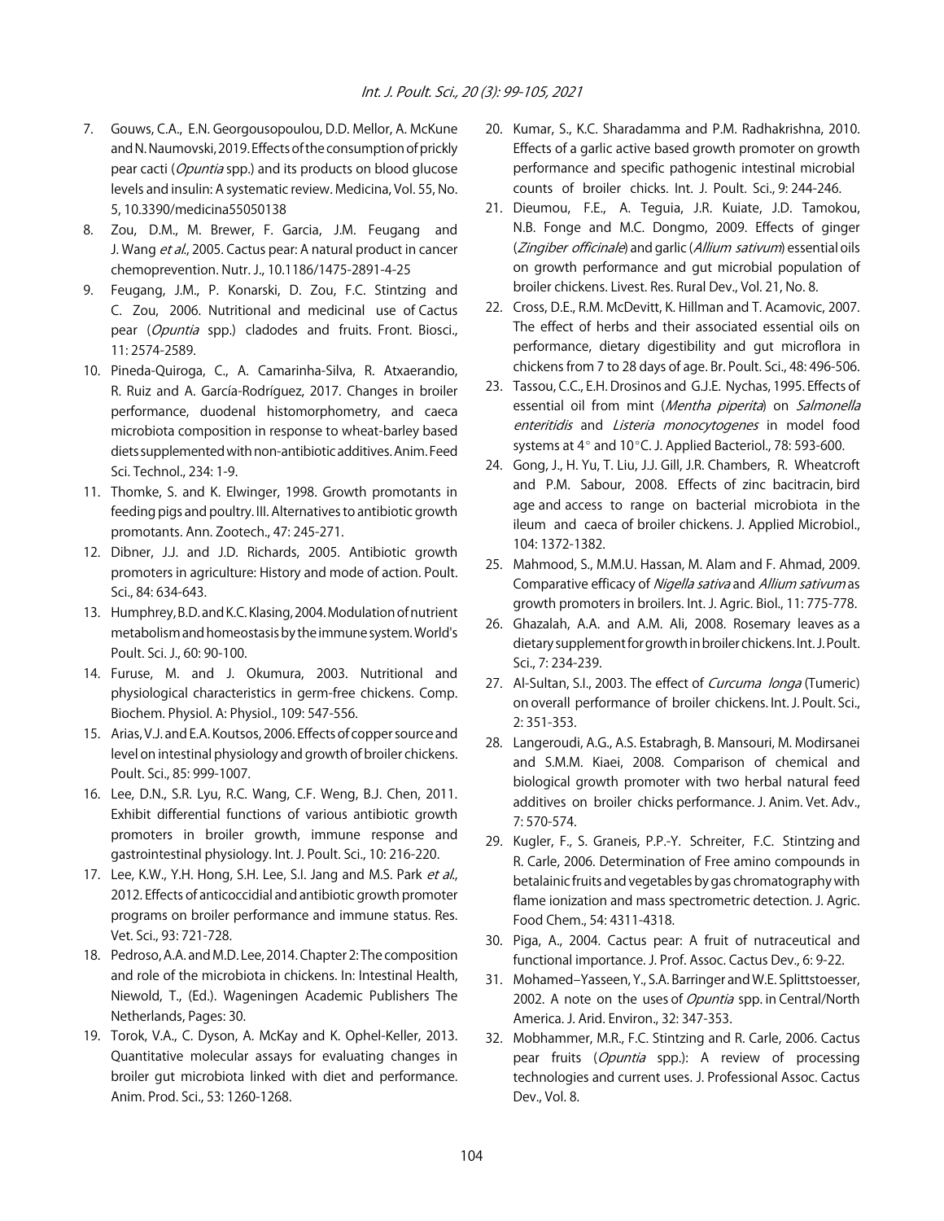7. Gouws, C.A., E.N. Georgousopoulou, D.D. Mellor, A. McKune and N. Naumovski, 2019. Effects of the consumption of prickly pear cacti (*Opuntia* spp.) and its products on blood glucose levels and insulin: A systematic review. Medicina, Vol. 55, No. 5, 10.3390/medicina55050138
8. Zou, D.M., M. Brewer, F. Garcia, J.M. Feugang and J. Wang *et al*., 2005. Cactus pear: A natural product in cancer chemoprevention. Nutr. J., 10.1186/1475-2891-4-25
9. Feugang, J.M., P. Konarski, D. Zou, F.C. Stintzing and C. Zou, 2006. Nutritional and medicinal use of Cactus pear (*Opuntia* spp.) cladodes and fruits. Front. Biosci., 11: 2574-2589.
10. Pineda-Quiroga, C., A. Camarinha-Silva, R. Atxaerandio, R. Ruiz and A. García-Rodríguez, 2017. Changes in broiler performance, duodenal histomorphometry, and caeca microbiota composition in response to wheat-barley based diets supplemented with non-antibiotic additives. Anim. Feed Sci. Technol., 234: 1-9.
11. Thomke, S. and K. Elwinger, 1998. Growth promotants in feeding pigs and poultry. III. Alternatives to antibiotic growth promotants. Ann. Zootech., 47: 245-271.
12. Dibner, J.J. and J.D. Richards, 2005. Antibiotic growth promoters in agriculture: History and mode of action. Poult. Sci., 84: 634-643.
13. Humphrey, B.D. and K.C. Klasing, 2004. Modulation of nutrient metabolism and homeostasis by the immune system. World's Poult. Sci. J., 60: 90-100.
14. Furuse, M. and J. Okumura, 2003. Nutritional and physiological characteristics in germ-free chickens. Comp. Biochem. Physiol. A: Physiol., 109: 547-556.
15. Arias, V.J. and E.A. Koutsos, 2006. Effects of copper source and level on intestinal physiology and growth of broiler chickens. Poult. Sci., 85: 999-1007.
16. Lee, D.N., S.R. Lyu, R.C. Wang, C.F. Weng, B.J. Chen, 2011. Exhibit differential functions of various antibiotic growth promoters in broiler growth, immune response and gastrointestinal physiology. Int. J. Poult. Sci., 10: 216-220.
17. Lee, K.W., Y.H. Hong, S.H. Lee, S.I. Jang and M.S. Park *et al*., 2012. Effects of anticoccidial and antibiotic growth promoter programs on broiler performance and immune status. Res. Vet. Sci., 93: 721-728.
18. Pedroso, A.A. and M.D. Lee, 2014. Chapter 2: The composition and role of the microbiota in chickens. In: Intestinal Health, Niewold, T., (Ed.). Wageningen Academic Publishers The Netherlands, Pages: 30.
19. Torok, V.A., C. Dyson, A. McKay and K. Ophel-Keller, 2013. Quantitative molecular assays for evaluating changes in broiler gut microbiota linked with diet and performance. Anim. Prod. Sci., 53: 1260-1268.
20. Kumar, S., K.C. Sharadamma and P.M. Radhakrishna, 2010. Effects of a garlic active based growth promoter on growth performance and specific pathogenic intestinal microbial counts of broiler chicks. Int. J. Poult. Sci., 9: 244-246.
21. Dieumou, F.E., A. Teguia, J.R. Kuiate, J.D. Tamokou, N.B. Fonge and M.C. Dongmo, 2009. Effects of ginger (*Zingiber officinale*) and garlic (*Allium sativum*) essential oils on growth performance and gut microbial population of broiler chickens. Livest. Res. Rural Dev., Vol. 21, No. 8.
22. Cross, D.E., R.M. McDevitt, K. Hillman and T. Acamovic, 2007. The effect of herbs and their associated essential oils on performance, dietary digestibility and gut microflora in chickens from 7 to 28 days of age. Br. Poult. Sci., 48: 496-506.
23. Tassou, C.C., E.H. Drosinos and G.J.E. Nychas, 1995. Effects of essential oil from mint (*Mentha piperita*) on *Salmonella enteritidis* and *Listeria monocytogenes* in model food systems at 4° and 10°C. J. Applied Bacteriol., 78: 593-600.
24. Gong, J., H. Yu, T. Liu, J.J. Gill, J.R. Chambers, R. Wheatcroft and P.M. Sabour, 2008. Effects of zinc bacitracin, bird age and access to range on bacterial microbiota in the ileum and caeca of broiler chickens. J. Applied Microbiol., 104: 1372-1382.
25. Mahmood, S., M.M.U. Hassan, M. Alam and F. Ahmad, 2009. Comparative efficacy of *Nigella sativa* and *Allium sativum* as growth promoters in broilers. Int. J. Agric. Biol., 11: 775-778.
26. Ghazalah, A.A. and A.M. Ali, 2008. Rosemary leaves as a dietary supplement for growth in broiler chickens. Int. J. Poult. Sci., 7: 234-239.
27. Al-Sultan, S.I., 2003. The effect of *Curcuma longa* (Tumeric) on overall performance of broiler chickens. Int. J. Poult. Sci., 2: 351-353.
28. Langeroudi, A.G., A.S. Estabragh, B. Mansouri, M. Modirsanei and S.M.M. Kiaei, 2008. Comparison of chemical and biological growth promoter with two herbal natural feed additives on broiler chicks performance. J. Anim. Vet. Adv., 7: 570-574.
29. Kugler, F., S. Graneis, P.P.-Y. Schreiter, F.C. Stintzing and R. Carle, 2006. Determination of Free amino compounds in betalainic fruits and vegetables by gas chromatography with flame ionization and mass spectrometric detection. J. Agric. Food Chem., 54: 4311-4318.
30. Piga, A., 2004. Cactus pear: A fruit of nutraceutical and functional importance. J. Prof. Assoc. Cactus Dev., 6: 9-22.
31. Mohamed–Yasseen, Y., S.A. Barringer and W.E. Splittstoesser, 2002. A note on the uses of *Opuntia* spp. in Central/North America. J. Arid. Environ., 32: 347-353.
32. Mobhammer, M.R., F.C. Stintzing and R. Carle, 2006. Cactus pear fruits (*Opuntia* spp.): A review of processing technologies and current uses. J. Professional Assoc. Cactus Dev., Vol. 8.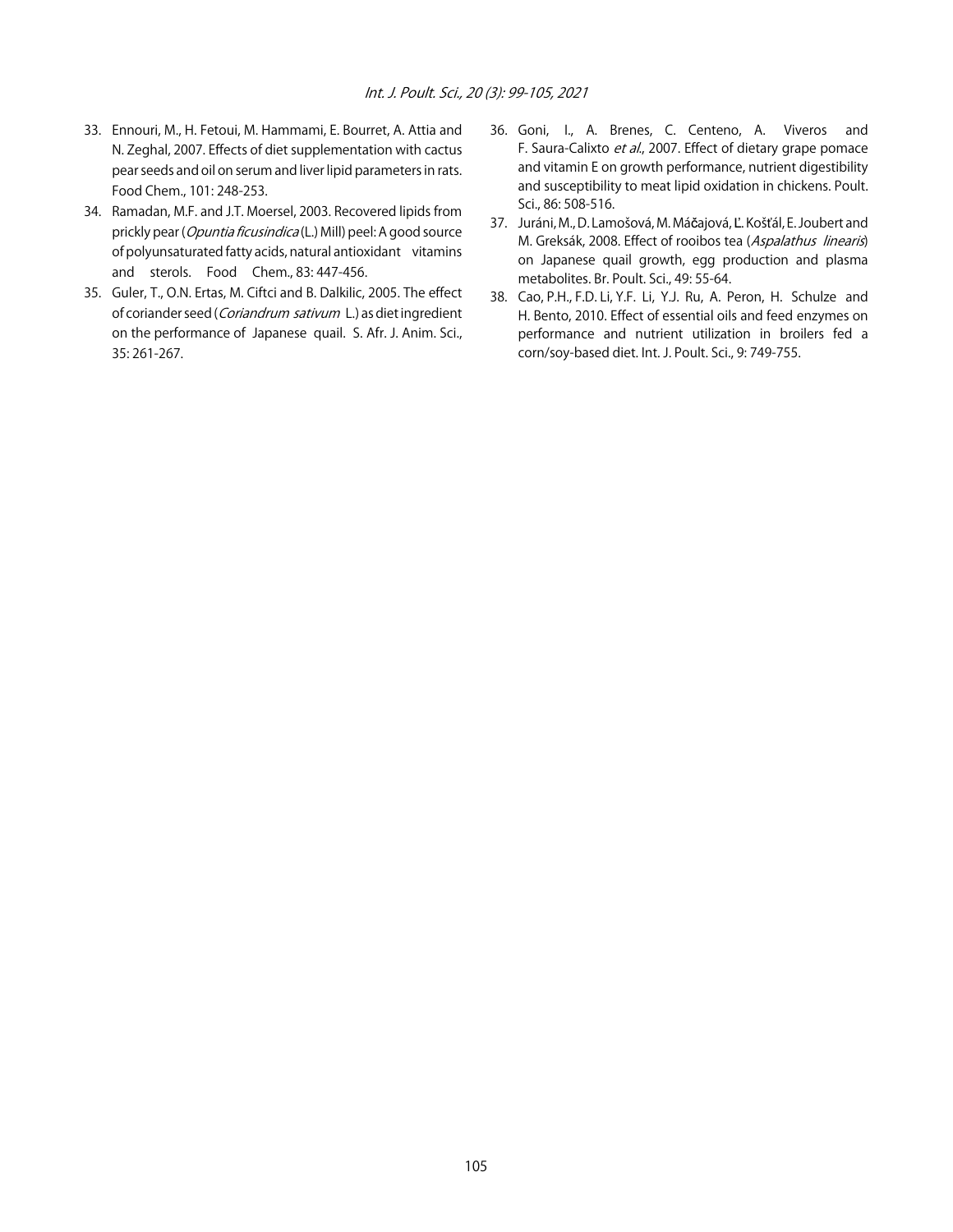33. Ennouri, M., H. Fetoui, M. Hammami, E. Bourret, A. Attia and N. Zeghal, 2007. Effects of diet supplementation with cactus pear seeds and oil on serum and liver lipid parameters in rats. Food Chem., 101: 248-253.
34. Ramadan, M.F. and J.T. Moersel, 2003. Recovered lipids from prickly pear (*Opuntia ficusindica* (L.) Mill) peel: A good source of polyunsaturated fatty acids, natural antioxidant vitamins and sterols. Food Chem., 83: 447-456.
35. Guler, T., O.N. Ertas, M. Ciftci and B. Dalkilic, 2005. The effect of coriander seed (*Coriandrum sativum* L.) as diet ingredient on the performance of Japanese quail. S. Afr. J. Anim. Sci., 35: 261-267.
36. Goni, I., A. Brenes, C. Centeno, A. Viveros and F. Saura-Calixto *et al*., 2007. Effect of dietary grape pomace and vitamin E on growth performance, nutrient digestibility and susceptibility to meat lipid oxidation in chickens. Poult. Sci., 86: 508-516.
37. Juráni, M., D. Lamošová, M. Máčajová, Ľ. Košťál, E. Joubert and M. Greksák, 2008. Effect of rooibos tea (*Aspalathus linearis*) on Japanese quail growth, egg production and plasma metabolites. Br. Poult. Sci., 49: 55-64.
38. Cao, P.H., F.D. Li, Y.F. Li, Y.J. Ru, A. Peron, H. Schulze and H. Bento, 2010. Effect of essential oils and feed enzymes on performance and nutrient utilization in broilers fed a corn/soy-based diet. Int. J. Poult. Sci., 9: 749-755.